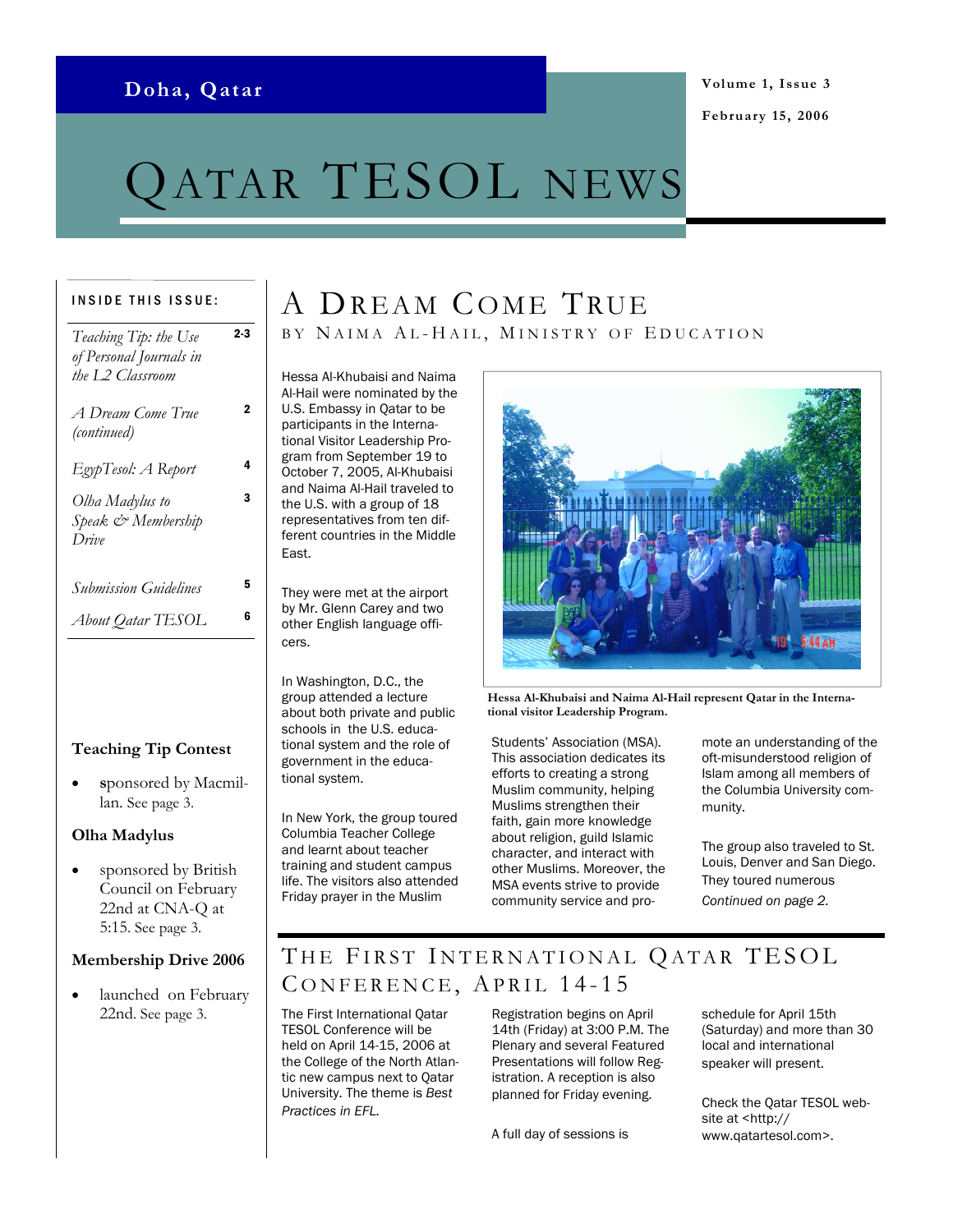Doha, Qatar

Volume 1, Issue 3

February 15, 2006

# QATAR TESOL NEWS

**INSIDE THIS ISSUE:**

| | |
|---|---|
| *Teaching Tip: the Use of Personal Journals in the L2 Classroom* | 2-3 |
| *A Dream Come True (continued)* | 2 |
| *EgypTesol: A Report* | 4 |
| *Olha Madylus to Speak & Membership Drive* | 3 |
| *Submission Guidelines* | 5 |
| *About Qatar TESOL* | 6 |

**Teaching Tip Contest**

- sponsored by Macmillan. See page 3.

**Olha Madylus**

- sponsored by British Council on February 22nd at CNA-Q at 5:15. See page 3.

**Membership Drive 2006**

- launched on February 22nd. See page 3.

## A DREAM COME TRUE

BY NAIMA AL-HAIL, MINISTRY OF EDUCATION

Hessa Al-Khubaisi and Naima Al-Hail were nominated by the U.S. Embassy in Qatar to be participants in the International Visitor Leadership Program from September 19 to October 7, 2005, Al-Khubaisi and Naima Al-Hail traveled to the U.S. with a group of 18 representatives from ten different countries in the Middle East.

They were met at the airport by Mr. Glenn Carey and two other English language officers.

In Washington, D.C., the group attended a lecture about both private and public schools in the U.S. educational system and the role of government in the educational system.

In New York, the group toured Columbia Teacher College and learnt about teacher training and student campus life. The visitors also attended Friday prayer in the Muslim Students' Association (MSA). This association dedicates its efforts to creating a strong Muslim community, helping Muslims strengthen their faith, gain more knowledge about religion, guild Islamic character, and interact with other Muslims. Moreover, the MSA events strive to provide community service and promote an understanding of the oft-misunderstood religion of Islam among all members of the Columbia University community.

**Hessa Al-Khubaisi and Naima Al-Hail represent Qatar in the International visitor Leadership Program.**

The group also traveled to St. Louis, Denver and San Diego. They toured numerous

*Continued on page 2.*

## THE FIRST INTERNATIONAL QATAR TESOL CONFERENCE, APRIL 14-15

The First International Qatar TESOL Conference will be held on April 14-15, 2006 at the College of the North Atlantic new campus next to Qatar University. The theme is *Best Practices in EFL.*

Registration begins on April 14th (Friday) at 3:00 P.M. The Plenary and several Featured Presentations will follow Registration. A reception is also planned for Friday evening.

A full day of sessions is schedule for April 15th (Saturday) and more than 30 local and international speaker will present.

Check the Qatar TESOL website at <http://www.qatartesol.com>.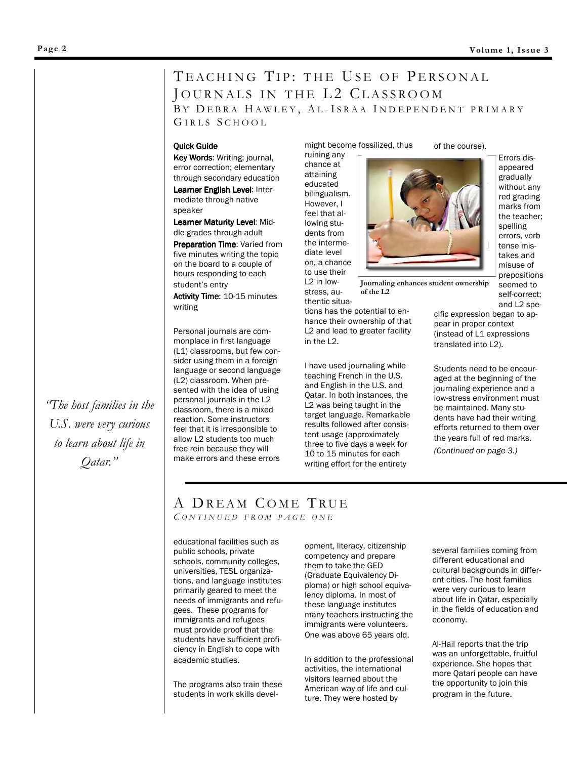## Teaching Tip: The Use of Personal Journals in the L2 Classroom

By Debra Hawley, Al-Israa Independent primary Girls School

**Quick Guide**

**Key Words**: Writing; journal, error correction; elementary through secondary education

**Learner English Level**: Intermediate through native speaker

**Learner Maturity Level**: Middle grades through adult

**Preparation Time**: Varied from five minutes writing the topic on the board to a couple of hours responding to each student's entry

**Activity Time**: 10-15 minutes writing

Personal journals are commonplace in first language (L1) classrooms, but few consider using them in a foreign language or second language (L2) classroom. When presented with the idea of using personal journals in the L2 classroom, there is a mixed reaction. Some instructors feel that it is irresponsible to allow L2 students too much free rein because they will make errors and these errors might become fossilized, thus ruining any chance at attaining educated bilingualism. However, I feel that allowing students from the intermediate level on, a chance to use their L2 in low-stress, authentic situations has the potential to enhance their ownership of that L2 and lead to greater facility in the L2.

Journaling enhances student ownership of the L2

I have used journaling while teaching French in the U.S. and English in the U.S. and Qatar. In both instances, the L2 was being taught in the target language. Remarkable results followed after consistent usage (approximately three to five days a week for 10 to 15 minutes for each writing effort for the entirety of the course).

Errors disappeared gradually without any red grading marks from the teacher; spelling errors, verb tense mistakes and misuse of prepositions seemed to self-correct; and L2 specific expression began to appear in proper context (instead of L1 expressions translated into L2).

Students need to be encouraged at the beginning of the journaling experience and a low-stress environment must be maintained. Many students have had their writing efforts returned to them over the years full of red marks.

*(Continued on page 3.)*

*"The host families in the U.S. were very curious to learn about life in Qatar."*

## A Dream Come True

*Continued from page one*

educational facilities such as public schools, private schools, community colleges, universities, TESL organizations, and language institutes primarily geared to meet the needs of immigrants and refugees. These programs for immigrants and refugees must provide proof that the students have sufficient proficiency in English to cope with academic studies.

The programs also train these students in work skills development, literacy, citizenship competency and prepare them to take the GED (Graduate Equivalency Diploma) or high school equivalency diploma. In most of these language institutes many teachers instructing the immigrants were volunteers. One was above 65 years old.

In addition to the professional activities, the international visitors learned about the American way of life and culture. They were hosted by several families coming from different educational and cultural backgrounds in different cities. The host families were very curious to learn about life in Qatar, especially in the fields of education and economy.

Al-Hail reports that the trip was an unforgettable, fruitful experience. She hopes that more Qatari people can have the opportunity to join this program in the future.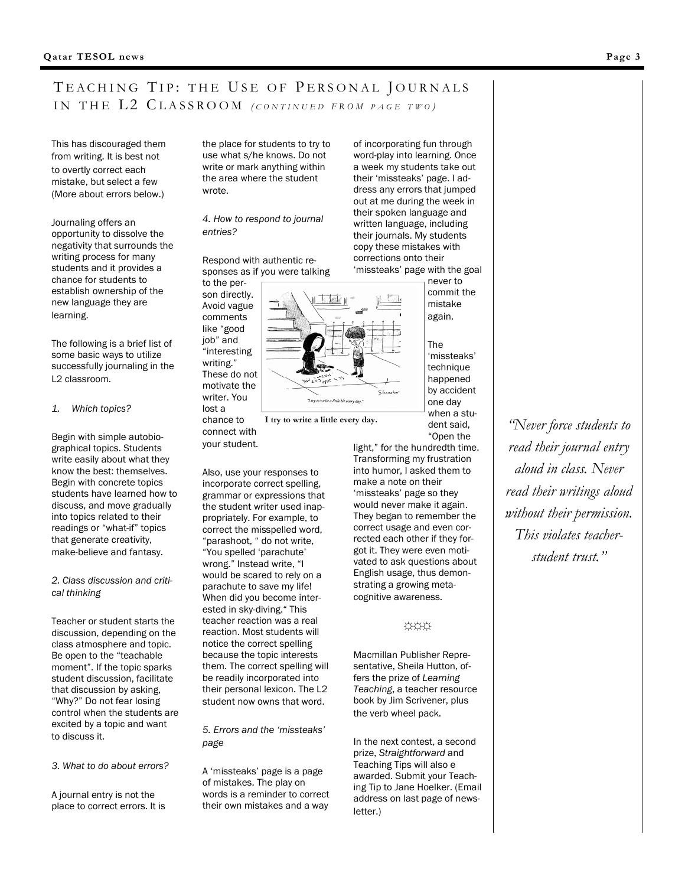## Teaching Tip: The Use of Personal Journals in the L2 Classroom *(continued from page two)*

This has discouraged them from writing. It is best not to overtly correct each mistake, but select a few (More about errors below.)

Journaling offers an opportunity to dissolve the negativity that surrounds the writing process for many students and it provides a chance for students to establish ownership of the new language they are learning.

The following is a brief list of some basic ways to utilize successfully journaling in the L2 classroom.

*1. Which topics?*

Begin with simple autobiographical topics. Students write easily about what they know the best: themselves. Begin with concrete topics students have learned how to discuss, and move gradually into topics related to their readings or "what-if" topics that generate creativity, make-believe and fantasy.

*2. Class discussion and critical thinking*

Teacher or student starts the discussion, depending on the class atmosphere and topic. Be open to the "teachable moment". If the topic sparks student discussion, facilitate that discussion by asking, "Why?" Do not fear losing control when the students are excited by a topic and want to discuss it.

*3. What to do about errors?*

A journal entry is not the place to correct errors. It is the place for students to try to use what s/he knows. Do not write or mark anything within the area where the student wrote.

*4. How to respond to journal entries?*

Respond with authentic responses as if you were talking to the person directly. Avoid vague comments like "good job" and "interesting writing." These do not motivate the writer. You lost a chance to connect with your student.

**I try to write a little every day.**

Also, use your responses to incorporate correct spelling, grammar or expressions that the student writer used inappropriately. For example, to correct the misspelled word, "parashoot, " do not write, "You spelled 'parachute' wrong." Instead write, "I would be scared to rely on a parachute to save my life! When did you become interested in sky-diving." This teacher reaction was a real reaction. Most students will notice the correct spelling because the topic interests them. The correct spelling will be readily incorporated into their personal lexicon. The L2 student now owns that word.

*5. Errors and the 'missteaks' page*

A 'missteaks' page is a page of mistakes. The play on words is a reminder to correct their own mistakes and a way of incorporating fun through word-play into learning. Once a week my students take out their 'missteaks' page. I address any errors that jumped out at me during the week in their spoken language and written language, including their journals. My students copy these mistakes with corrections onto their 'missteaks' page with the goal never to commit the mistake again.

The 'missteaks' technique happened by accident one day when a student said, "Open the light," for the hundredth time. Transforming my frustration into humor, I asked them to make a note on their 'missteaks' page so they would never make it again. They began to remember the correct usage and even corrected each other if they forgot it. They were even motivated to ask questions about English usage, thus demonstrating a growing metacognitive awareness.

☼☼☼

Macmillan Publisher Representative, Sheila Hutton, offers the prize of *Learning Teaching*, a teacher resource book by Jim Scrivener, plus the verb wheel pack.

In the next contest, a second prize, *Straightforward* and Teaching Tips will also e awarded. Submit your Teaching Tip to Jane Hoelker. (Email address on last page of newsletter.)

*"Never force students to read their journal entry aloud in class. Never read their writings aloud without their permission. This violates teacher-student trust."*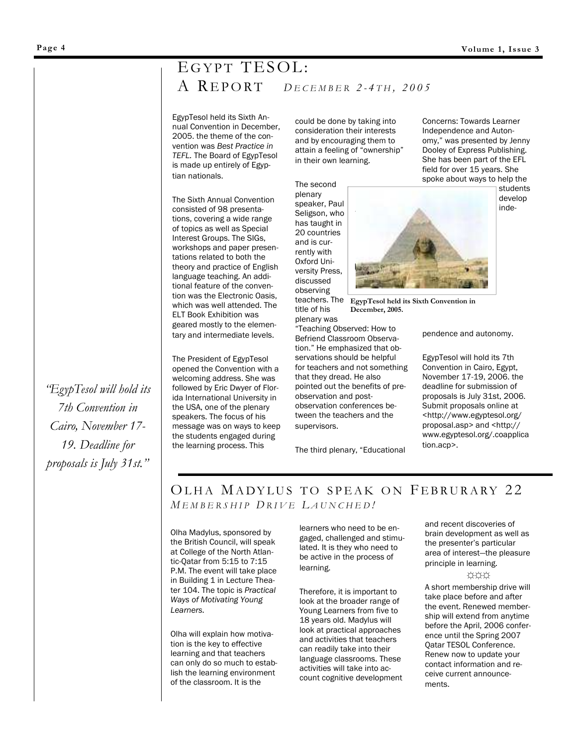# EGYPT TESOL: A REPORT *DECEMBER 2-4TH, 2005*

EgypTesol held its Sixth Annual Convention in December, 2005. the theme of the convention was *Best Practice in TEFL*. The Board of EgypTesol is made up entirely of Egyptian nationals.

The Sixth Annual Convention consisted of 98 presentations, covering a wide range of topics as well as Special Interest Groups. The SIGs, workshops and paper presentations related to both the theory and practice of English language teaching. An additional feature of the convention was the Electronic Oasis, which was well attended. The ELT Book Exhibition was geared mostly to the elementary and intermediate levels.

The President of EgypTesol opened the Convention with a welcoming address. She was followed by Eric Dwyer of Florida International University in the USA, one of the plenary speakers. The focus of his message was on ways to keep the students engaged during the learning process. This could be done by taking into consideration their interests and by encouraging them to attain a feeling of "ownership" in their own learning.

The second plenary speaker, Paul Seligson, who has taught in 20 countries and is currently with Oxford University Press, discussed observing teachers. The title of his plenary was "Teaching Observed: How to Befriend Classroom Observation." He emphasized that observations should be helpful for teachers and not something that they dread. He also pointed out the benefits of pre-observation and post-observation conferences between the teachers and the supervisors.

The third plenary, "Educational Concerns: Towards Learner Independence and Autonomy," was presented by Jenny Dooley of Express Publishing. She has been part of the EFL field for over 15 years. She spoke about ways to help the students develop independence and autonomy.

**EgypTesol held its Sixth Convention in December, 2005.**

EgypTesol will hold its 7th Convention in Cairo, Egypt, November 17-19, 2006. the deadline for submission of proposals is July 31st, 2006. Submit proposals online at <http://www.egyptesol.org/proposal.asp> and <http://www.egyptesol.org/.coapplication.acp>.

*"EgypTesol will hold its 7th Convention in Cairo, November 17-19. Deadline for proposals is July 31st."*

# OLHA MADYLUS TO SPEAK ON FEBRURARY 22

## *MEMBERSHIP DRIVE LAUNCHED!*

Olha Madylus, sponsored by the British Council, will speak at College of the North Atlantic-Qatar from 5:15 to 7:15 P.M. The event will take place in Building 1 in Lecture Theater 104. The topic is *Practical Ways of Motivating Young Learners.*

Olha will explain how motivation is the key to effective learning and that teachers can only do so much to establish the learning environment of the classroom. It is the learners who need to be engaged, challenged and stimulated. It is they who need to be active in the process of learning.

Therefore, it is important to look at the broader range of Young Learners from five to 18 years old. Madylus will look at practical approaches and activities that teachers can readily take into their language classrooms. These activities will take into account cognitive development and recent discoveries of brain development as well as the presenter's particular area of interest—the pleasure principle in learning.

☼☼☼

A short membership drive will take place before and after the event. Renewed membership will extend from anytime before the April, 2006 conference until the Spring 2007 Qatar TESOL Conference. Renew now to update your contact information and receive current announcements.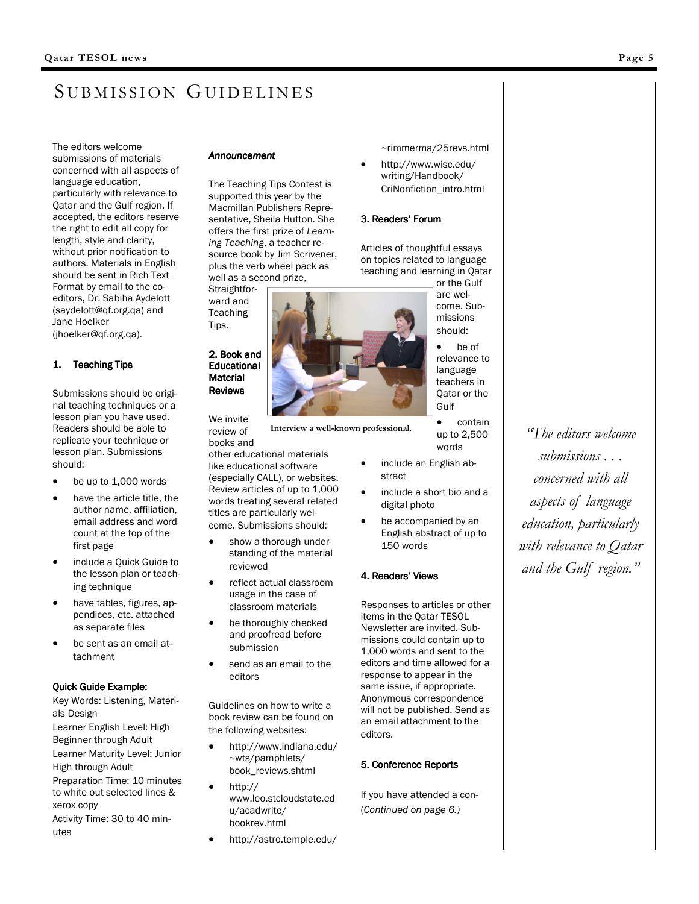# SUBMISSION GUIDELINES

The editors welcome submissions of materials concerned with all aspects of language education, particularly with relevance to Qatar and the Gulf region. If accepted, the editors reserve the right to edit all copy for length, style and clarity, without prior notification to authors. Materials in English should be sent in Rich Text Format by email to the co-editors, Dr. Sabiha Aydelott (saydelott@qf.org.qa) and Jane Hoelker (jhoelker@qf.org.qa).

### 1. Teaching Tips

Submissions should be original teaching techniques or a lesson plan you have used. Readers should be able to replicate your technique or lesson plan. Submissions should:

- be up to 1,000 words
- have the article title, the author name, affiliation, email address and word count at the top of the first page
- include a Quick Guide to the lesson plan or teaching technique
- have tables, figures, appendices, etc. attached as separate files
- be sent as an email attachment

**Quick Guide Example:**

Key Words: Listening, Materials Design
Learner English Level: High Beginner through Adult
Learner Maturity Level: Junior High through Adult
Preparation Time: 10 minutes to white out selected lines & xerox copy
Activity Time: 30 to 40 minutes

***Announcement***

The Teaching Tips Contest is supported this year by the Macmillan Publishers Representative, Sheila Hutton. She offers the first prize of *Learning Teaching*, a teacher resource book by Jim Scrivener, plus the verb wheel pack as well as a second prize, Straightforward and Teaching Tips.

### 2. Book and Educational Material Reviews

We invite review of books and other educational materials like educational software (especially CALL), or websites. Review articles of up to 1,000 words treating several related titles are particularly welcome. Submissions should:

- show a thorough understanding of the material reviewed
- reflect actual classroom usage in the case of classroom materials
- be thoroughly checked and proofread before submission
- send as an email to the editors

Guidelines on how to write a book review can be found on the following websites:

- http://www.indiana.edu/~wts/pamphlets/book_reviews.shtml
- http://www.leo.stcloudstate.edu/acadwrite/bookrev.html
- http://astro.temple.edu/~rimmerma/25revs.html
- http://www.wisc.edu/writing/Handbook/CriNonfiction_intro.html

Interview a well-known professional.

### 3. Readers' Forum

Articles of thoughtful essays on topics related to language teaching and learning in Qatar or the Gulf are welcome. Submissions should:

- be of relevance to language teachers in Qatar or the Gulf
- contain up to 2,500 words
- include an English abstract
- include a short bio and a digital photo
- be accompanied by an English abstract of up to 150 words

### 4. Readers' Views

Responses to articles or other items in the Qatar TESOL Newsletter are invited. Submissions could contain up to 1,000 words and sent to the editors and time allowed for a response to appear in the same issue, if appropriate. Anonymous correspondence will not be published. Send as an email attachment to the editors.

### 5. Conference Reports

If you have attended a con-

(*Continued on page 6.)*

*"The editors welcome submissions . . . concerned with all aspects of language education, particularly with relevance to Qatar and the Gulf region."*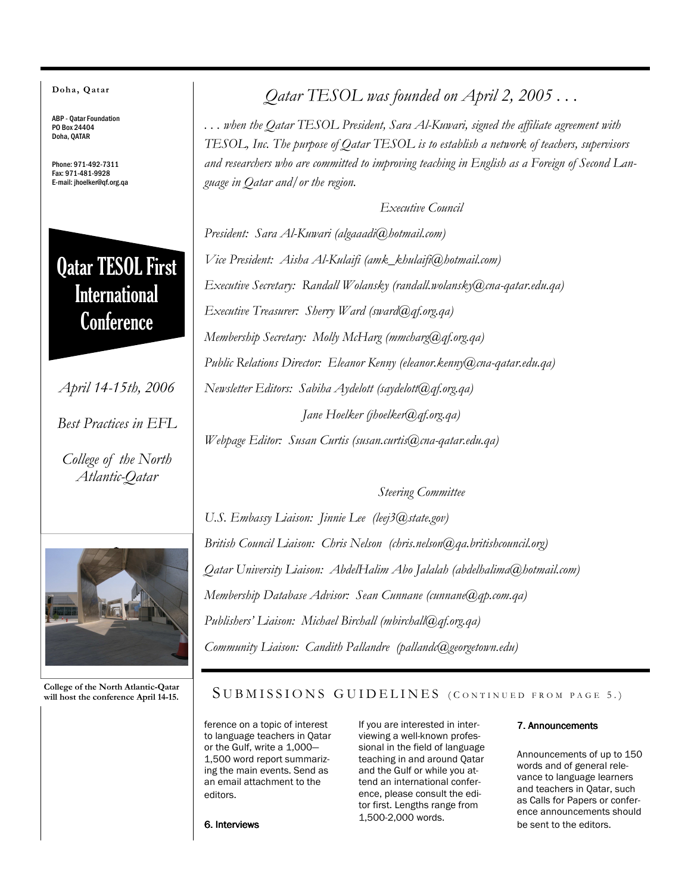**Doha, Qatar**

ABP - Qatar Foundation
PO Box 24404
Doha, QATAR

Phone: 971-492-7311
Fax: 971-481-9928
E-mail: jhoelker@qf.org.qa

## Qatar TESOL First International Conference

*April 14-15th, 2006*

*Best Practices in EFL*

*College of the North Atlantic-Qatar*

**College of the North Atlantic-Qatar will host the conference April 14-15.**

# *Qatar TESOL was founded on April 2, 2005 . . .*

*. . . when the Qatar TESOL President, Sara Al-Kuwari, signed the affiliate agreement with TESOL, Inc. The purpose of Qatar TESOL is to establish a network of teachers, supervisors and researchers who are committed to improving teaching in English as a Foreign of Second Language in Qatar and/or the region.*

*Executive Council*

*President: Sara Al-Kuwari (algaaadi@hotmail.com)*

*Vice President: Aisha Al-Kulaifi (amk_khulaifi@hotmail.com)*

*Executive Secretary: Randall Wolansky (randall.wolansky@cna-qatar.edu.qa)*

*Executive Treasurer: Sherry Ward (sward@qf.org.qa)*

*Membership Secretary: Molly McHarg (mmcharg@qf.org.qa)*

*Public Relations Director: Eleanor Kenny (eleanor.kenny@cna-qatar.edu.qa)*

*Newsletter Editors: Sabiha Aydelott (saydelott@qf.org.qa)*

*Jane Hoelker (jhoelker@qf.org.qa)*

*Webpage Editor: Susan Curtis (susan.curtis@cna-qatar.edu.qa)*

*Steering Committee*

*U.S. Embassy Liaison: Jinnie Lee (leej3@state.gov)*

*British Council Liaison: Chris Nelson (chris.nelson@qa.britishcouncil.org)*

*Qatar University Liaison: AbdelHalim Abo Jalalah (abdelhalima@hotmail.com)*

*Membership Database Advisor: Sean Cunnane (cunnane@qp.com.qa)*

*Publishers' Liaison: Michael Birchall (mbirchall@qf.org.qa)*

*Community Liaison: Candith Pallandre (pallandc@georgetown.edu)*

## SUBMISSIONS GUIDELINES (CONTINUED FROM PAGE 5.)

ference on a topic of interest to language teachers in Qatar or the Gulf, write a 1,000—1,500 word report summarizing the main events. Send as an email attachment to the editors.

**6. Interviews**

If you are interested in interviewing a well-known professional in the field of language teaching in and around Qatar and the Gulf or while you attend an international conference, please consult the editor first. Lengths range from 1,500-2,000 words.

**7. Announcements**

Announcements of up to 150 words and of general relevance to language learners and teachers in Qatar, such as Calls for Papers or conference announcements should be sent to the editors.